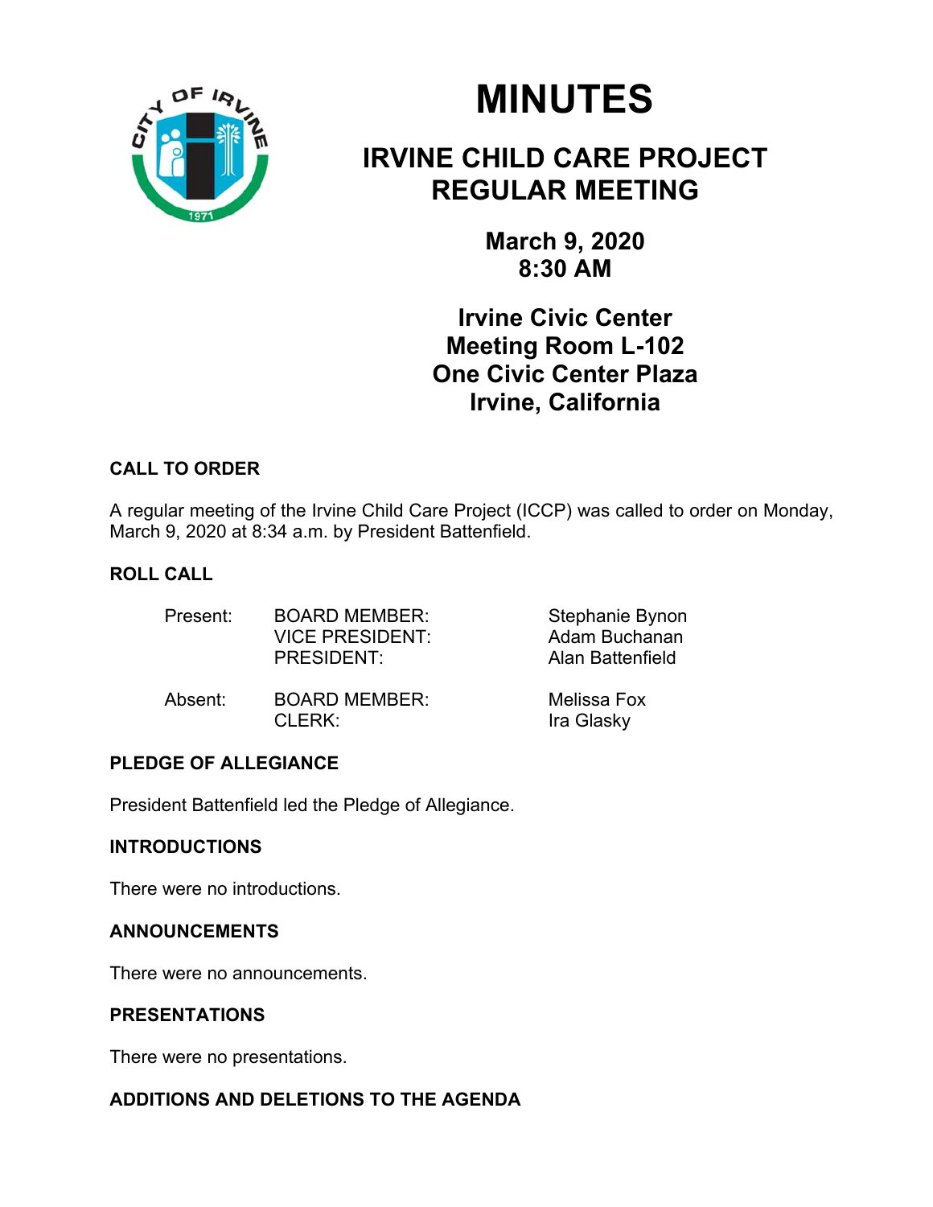# MINUTES

## IRVINE CHILD CARE PROJECT REGULAR MEETING

**March 9, 2020**
**8:30 AM**

**Irvine Civic Center**
**Meeting Room L-102**
**One Civic Center Plaza**
**Irvine, California**

### CALL TO ORDER

A regular meeting of the Irvine Child Care Project (ICCP) was called to order on Monday, March 9, 2020 at 8:34 a.m. by President Battenfield.

### ROLL CALL

| | | |
|---|---|---|
| Present: | BOARD MEMBER: | Stephanie Bynon |
| | VICE PRESIDENT: | Adam Buchanan |
| | PRESIDENT: | Alan Battenfield |
| Absent: | BOARD MEMBER: | Melissa Fox |
| | CLERK: | Ira Glasky |

### PLEDGE OF ALLEGIANCE

President Battenfield led the Pledge of Allegiance.

### INTRODUCTIONS

There were no introductions.

### ANNOUNCEMENTS

There were no announcements.

### PRESENTATIONS

There were no presentations.

### ADDITIONS AND DELETIONS TO THE AGENDA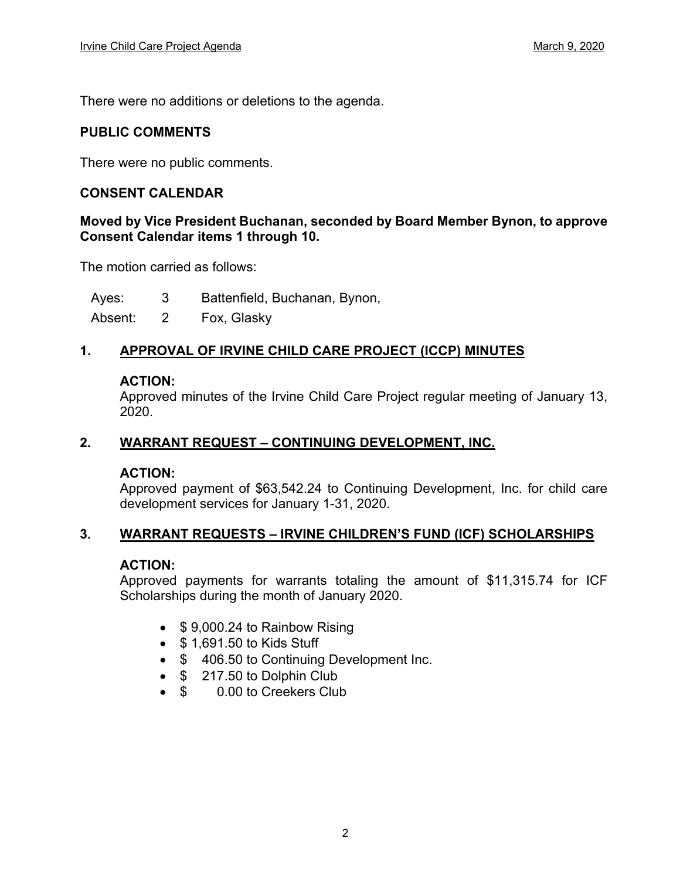There were no additions or deletions to the agenda.

## PUBLIC COMMENTS

There were no public comments.

## CONSENT CALENDAR

**Moved by Vice President Buchanan, seconded by Board Member Bynon, to approve Consent Calendar items 1 through 10.**

The motion carried as follows:

| | | |
|---|---|---|
| Ayes: | 3 | Battenfield, Buchanan, Bynon, |
| Absent: | 2 | Fox, Glasky |

### 1. APPROVAL OF IRVINE CHILD CARE PROJECT (ICCP) MINUTES

**ACTION:**
Approved minutes of the Irvine Child Care Project regular meeting of January 13, 2020.

### 2. WARRANT REQUEST – CONTINUING DEVELOPMENT, INC.

**ACTION:**
Approved payment of $63,542.24 to Continuing Development, Inc. for child care development services for January 1-31, 2020.

### 3. WARRANT REQUESTS – IRVINE CHILDREN'S FUND (ICF) SCHOLARSHIPS

**ACTION:**
Approved payments for warrants totaling the amount of $11,315.74 for ICF Scholarships during the month of January 2020.

- $ 9,000.24 to Rainbow Rising
- $ 1,691.50 to Kids Stuff
- $ 406.50 to Continuing Development Inc.
- $ 217.50 to Dolphin Club
- $ 0.00 to Creekers Club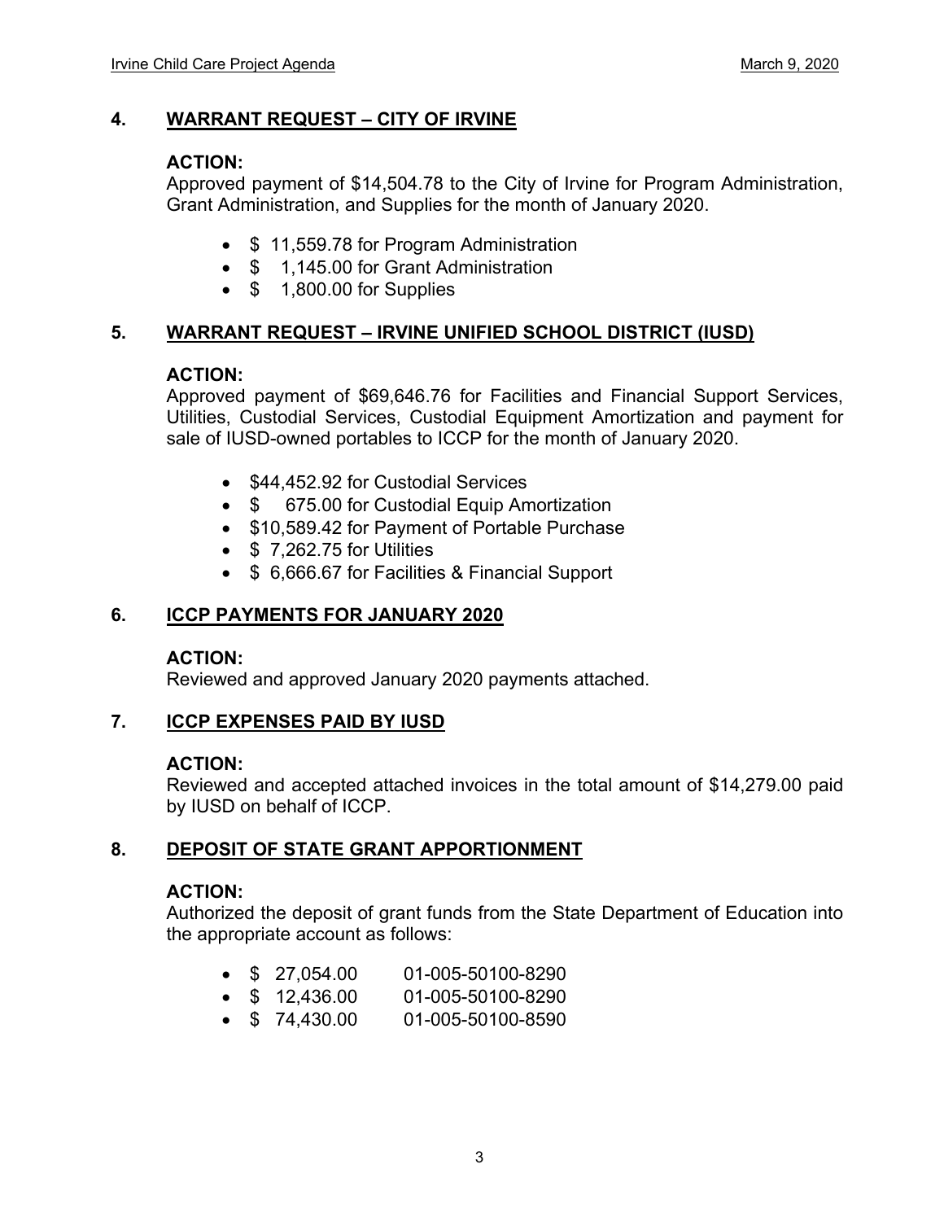## 4. WARRANT REQUEST – CITY OF IRVINE

**ACTION:**
Approved payment of $14,504.78 to the City of Irvine for Program Administration, Grant Administration, and Supplies for the month of January 2020.

- $ 11,559.78 for Program Administration
- $ 1,145.00 for Grant Administration
- $ 1,800.00 for Supplies

## 5. WARRANT REQUEST – IRVINE UNIFIED SCHOOL DISTRICT (IUSD)

**ACTION:**
Approved payment of $69,646.76 for Facilities and Financial Support Services, Utilities, Custodial Services, Custodial Equipment Amortization and payment for sale of IUSD-owned portables to ICCP for the month of January 2020.

- $44,452.92 for Custodial Services
- $ 675.00 for Custodial Equip Amortization
- $10,589.42 for Payment of Portable Purchase
- $ 7,262.75 for Utilities
- $ 6,666.67 for Facilities & Financial Support

## 6. ICCP PAYMENTS FOR JANUARY 2020

**ACTION:**
Reviewed and approved January 2020 payments attached.

## 7. ICCP EXPENSES PAID BY IUSD

**ACTION:**
Reviewed and accepted attached invoices in the total amount of $14,279.00 paid by IUSD on behalf of ICCP.

## 8. DEPOSIT OF STATE GRANT APPORTIONMENT

**ACTION:**
Authorized the deposit of grant funds from the State Department of Education into the appropriate account as follows:

- $ 27,054.00 01-005-50100-8290
- $ 12,436.00 01-005-50100-8290
- $ 74,430.00 01-005-50100-8590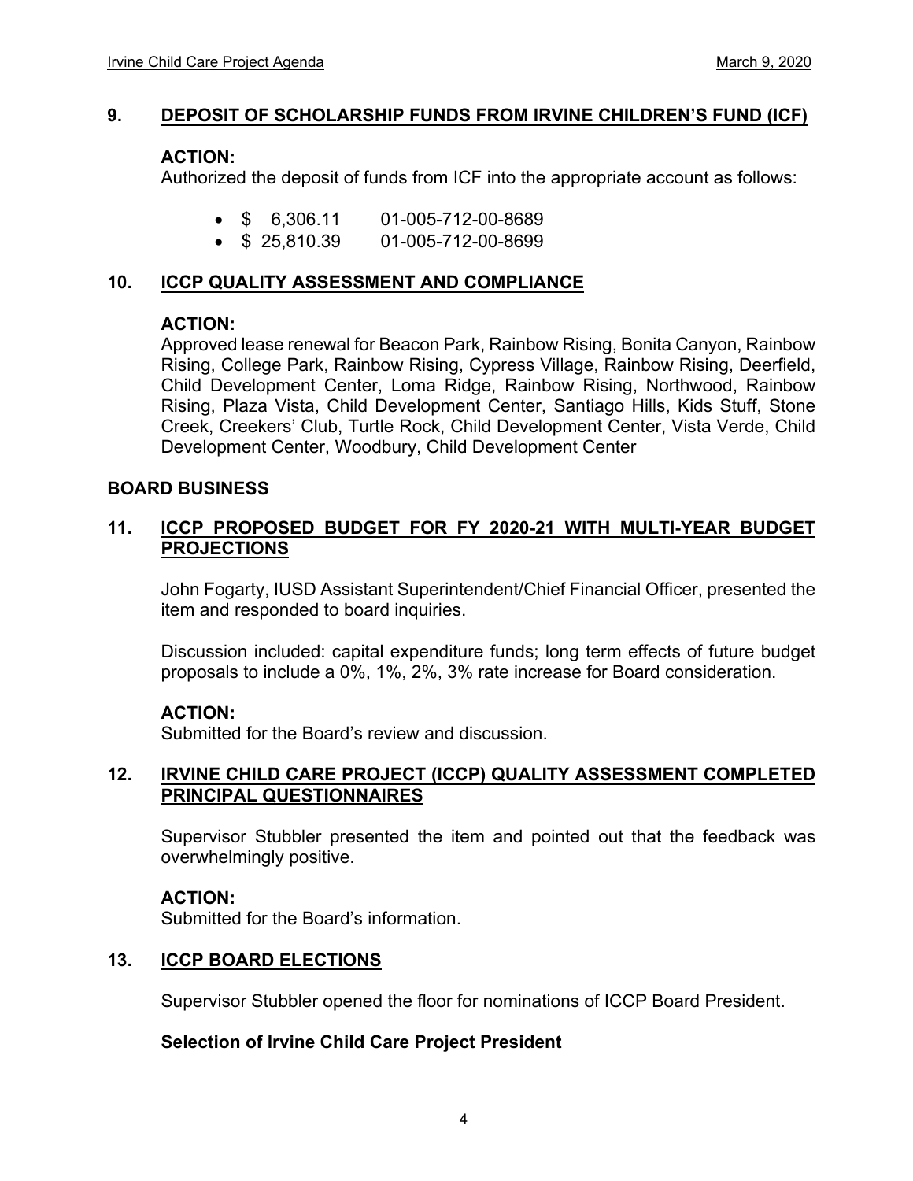## 9. DEPOSIT OF SCHOLARSHIP FUNDS FROM IRVINE CHILDREN'S FUND (ICF)

**ACTION:**
Authorized the deposit of funds from ICF into the appropriate account as follows:

- $ 6,306.11 01-005-712-00-8689
- $ 25,810.39 01-005-712-00-8699

## 10. ICCP QUALITY ASSESSMENT AND COMPLIANCE

**ACTION:**
Approved lease renewal for Beacon Park, Rainbow Rising, Bonita Canyon, Rainbow Rising, College Park, Rainbow Rising, Cypress Village, Rainbow Rising, Deerfield, Child Development Center, Loma Ridge, Rainbow Rising, Northwood, Rainbow Rising, Plaza Vista, Child Development Center, Santiago Hills, Kids Stuff, Stone Creek, Creekers' Club, Turtle Rock, Child Development Center, Vista Verde, Child Development Center, Woodbury, Child Development Center

## BOARD BUSINESS

## 11. ICCP PROPOSED BUDGET FOR FY 2020-21 WITH MULTI-YEAR BUDGET PROJECTIONS

John Fogarty, IUSD Assistant Superintendent/Chief Financial Officer, presented the item and responded to board inquiries.

Discussion included: capital expenditure funds; long term effects of future budget proposals to include a 0%, 1%, 2%, 3% rate increase for Board consideration.

**ACTION:**
Submitted for the Board's review and discussion.

## 12. IRVINE CHILD CARE PROJECT (ICCP) QUALITY ASSESSMENT COMPLETED PRINCIPAL QUESTIONNAIRES

Supervisor Stubbler presented the item and pointed out that the feedback was overwhelmingly positive.

**ACTION:**
Submitted for the Board's information.

## 13. ICCP BOARD ELECTIONS

Supervisor Stubbler opened the floor for nominations of ICCP Board President.

**Selection of Irvine Child Care Project President**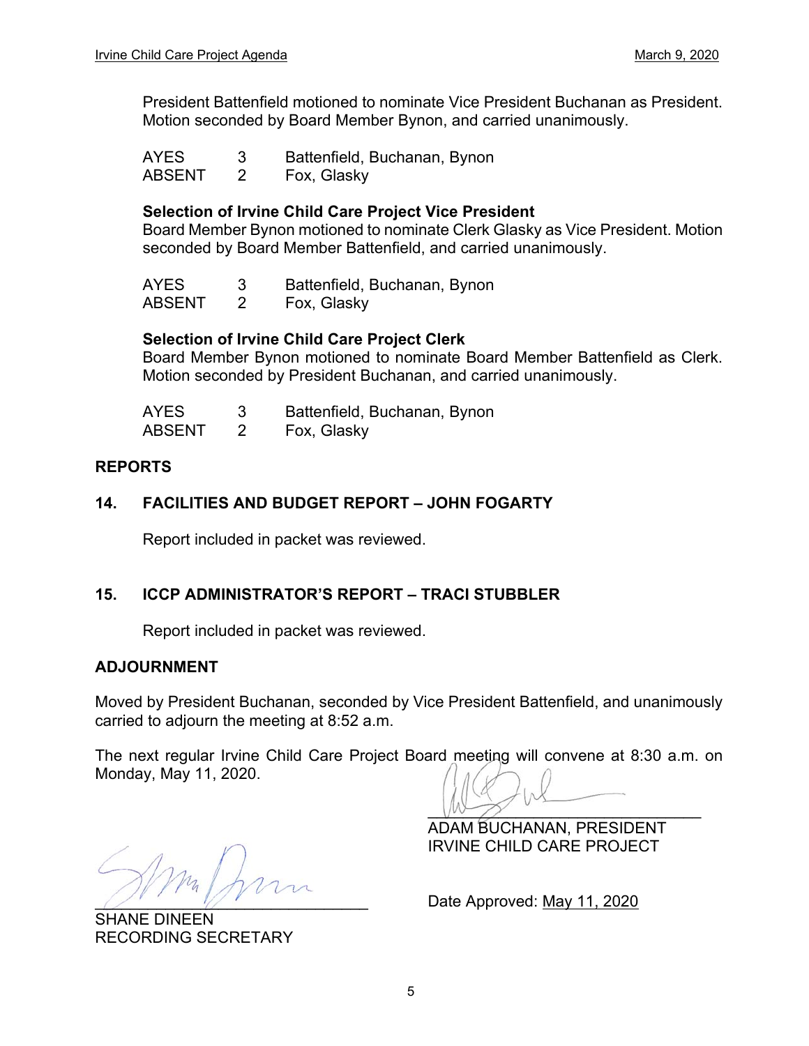President Battenfield motioned to nominate Vice President Buchanan as President. Motion seconded by Board Member Bynon, and carried unanimously.

| | | |
|---|---|---|
| AYES | 3 | Battenfield, Buchanan, Bynon |
| ABSENT | 2 | Fox, Glasky |

**Selection of Irvine Child Care Project Vice President**

Board Member Bynon motioned to nominate Clerk Glasky as Vice President. Motion seconded by Board Member Battenfield, and carried unanimously.

| | | |
|---|---|---|
| AYES | 3 | Battenfield, Buchanan, Bynon |
| ABSENT | 2 | Fox, Glasky |

**Selection of Irvine Child Care Project Clerk**

Board Member Bynon motioned to nominate Board Member Battenfield as Clerk. Motion seconded by President Buchanan, and carried unanimously.

| | | |
|---|---|---|
| AYES | 3 | Battenfield, Buchanan, Bynon |
| ABSENT | 2 | Fox, Glasky |

## REPORTS

### 14. FACILITIES AND BUDGET REPORT – JOHN FOGARTY

Report included in packet was reviewed.

### 15. ICCP ADMINISTRATOR'S REPORT – TRACI STUBBLER

Report included in packet was reviewed.

## ADJOURNMENT

Moved by President Buchanan, seconded by Vice President Battenfield, and unanimously carried to adjourn the meeting at 8:52 a.m.

The next regular Irvine Child Care Project Board meeting will convene at 8:30 a.m. on Monday, May 11, 2020.

ADAM BUCHANAN, PRESIDENT
IRVINE CHILD CARE PROJECT

SHANE DINEEN
RECORDING SECRETARY

Date Approved: May 11, 2020